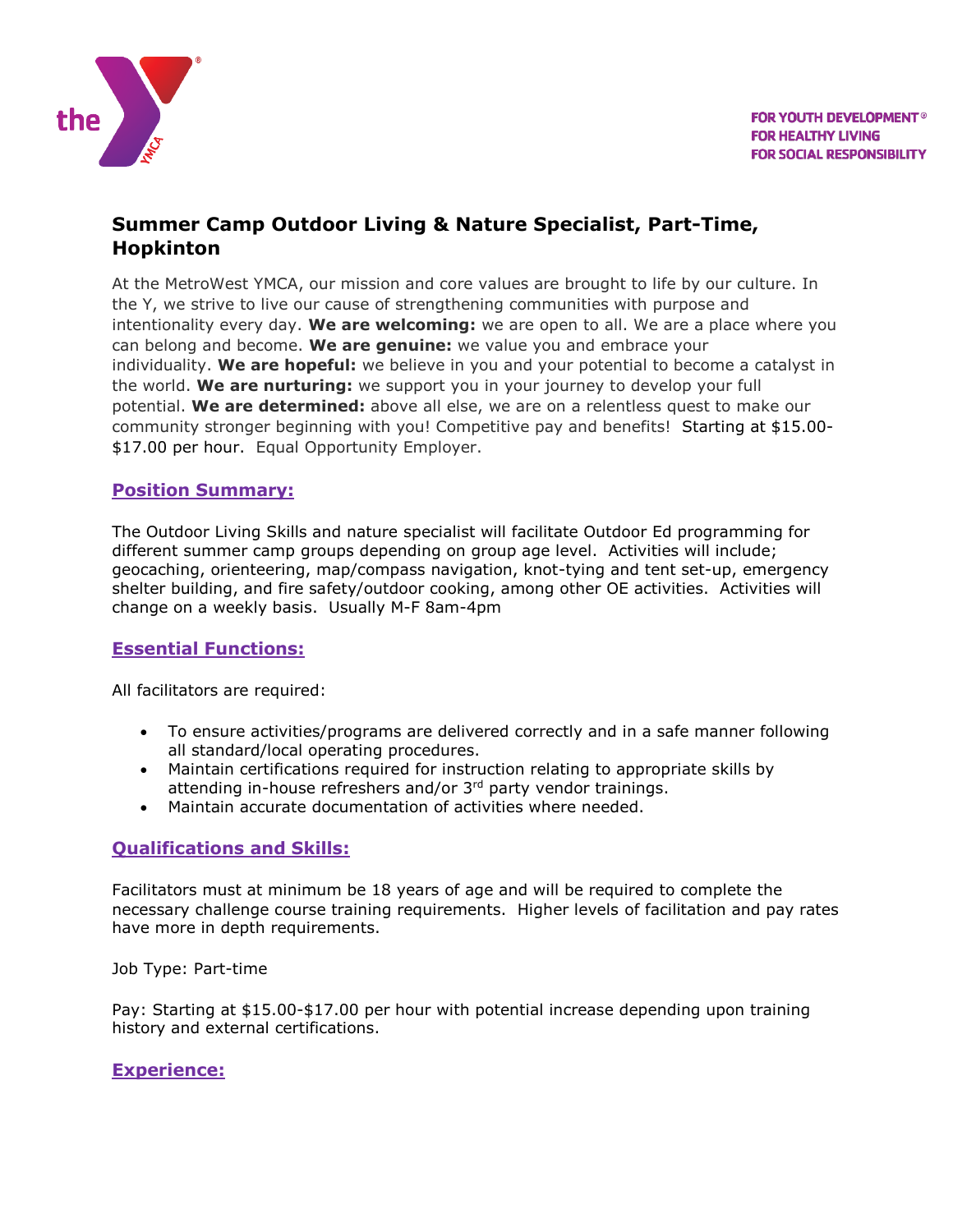FOR YOUTH DEVELOPMENT®
FOR HEALTHY LIVING
FOR SOCIAL RESPONSIBILITY

# Summer Camp Outdoor Living & Nature Specialist, Part-Time, Hopkinton

At the MetroWest YMCA, our mission and core values are brought to life by our culture. In the Y, we strive to live our cause of strengthening communities with purpose and intentionality every day. **We are welcoming:** we are open to all. We are a place where you can belong and become. **We are genuine:** we value you and embrace your individuality. **We are hopeful:** we believe in you and your potential to become a catalyst in the world. **We are nurturing:** we support you in your journey to develop your full potential. **We are determined:** above all else, we are on a relentless quest to make our community stronger beginning with you! Competitive pay and benefits! Starting at $15.00-$17.00 per hour. Equal Opportunity Employer.

## Position Summary:

The Outdoor Living Skills and nature specialist will facilitate Outdoor Ed programming for different summer camp groups depending on group age level. Activities will include; geocaching, orienteering, map/compass navigation, knot-tying and tent set-up, emergency shelter building, and fire safety/outdoor cooking, among other OE activities. Activities will change on a weekly basis. Usually M-F 8am-4pm

## Essential Functions:

All facilitators are required:

- To ensure activities/programs are delivered correctly and in a safe manner following all standard/local operating procedures.
- Maintain certifications required for instruction relating to appropriate skills by attending in-house refreshers and/or 3rd party vendor trainings.
- Maintain accurate documentation of activities where needed.

## Qualifications and Skills:

Facilitators must at minimum be 18 years of age and will be required to complete the necessary challenge course training requirements. Higher levels of facilitation and pay rates have more in depth requirements.

Job Type: Part-time

Pay: Starting at $15.00-$17.00 per hour with potential increase depending upon training history and external certifications.

## Experience: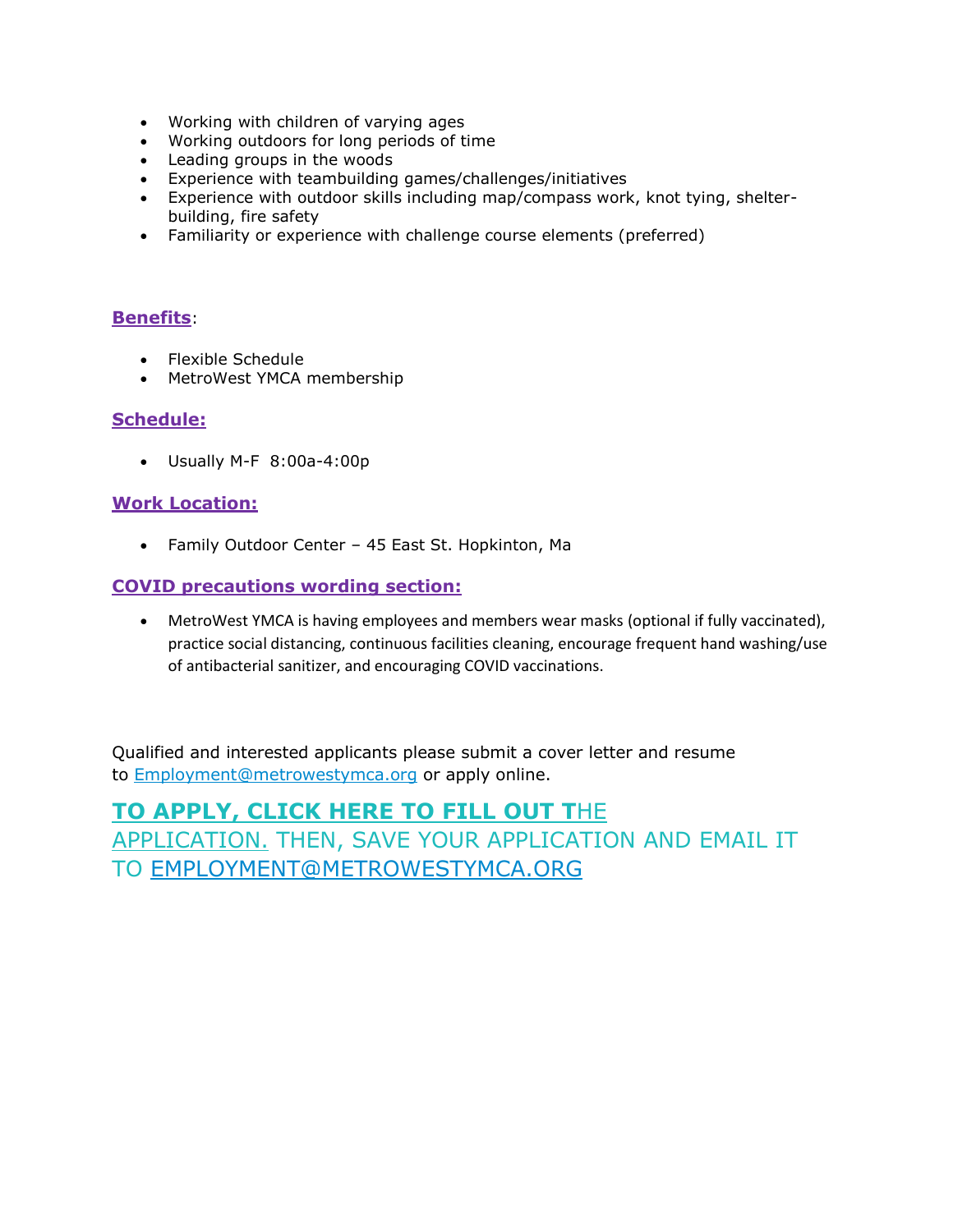- Working with children of varying ages
- Working outdoors for long periods of time
- Leading groups in the woods
- Experience with teambuilding games/challenges/initiatives
- Experience with outdoor skills including map/compass work, knot tying, shelter-building, fire safety
- Familiarity or experience with challenge course elements (preferred)

**Benefits**:

- Flexible Schedule
- MetroWest YMCA membership

**Schedule:**

- Usually M-F 8:00a-4:00p

**Work Location:**

- Family Outdoor Center – 45 East St. Hopkinton, Ma

**COVID precautions wording section:**

- MetroWest YMCA is having employees and members wear masks (optional if fully vaccinated), practice social distancing, continuous facilities cleaning, encourage frequent hand washing/use of antibacterial sanitizer, and encouraging COVID vaccinations.

Qualified and interested applicants please submit a cover letter and resume to Employment@metrowestymca.org or apply online.

## **TO APPLY, CLICK HERE TO FILL OUT THE APPLICATION.** THEN, SAVE YOUR APPLICATION AND EMAIL IT TO EMPLOYMENT@METROWESTYMCA.ORG